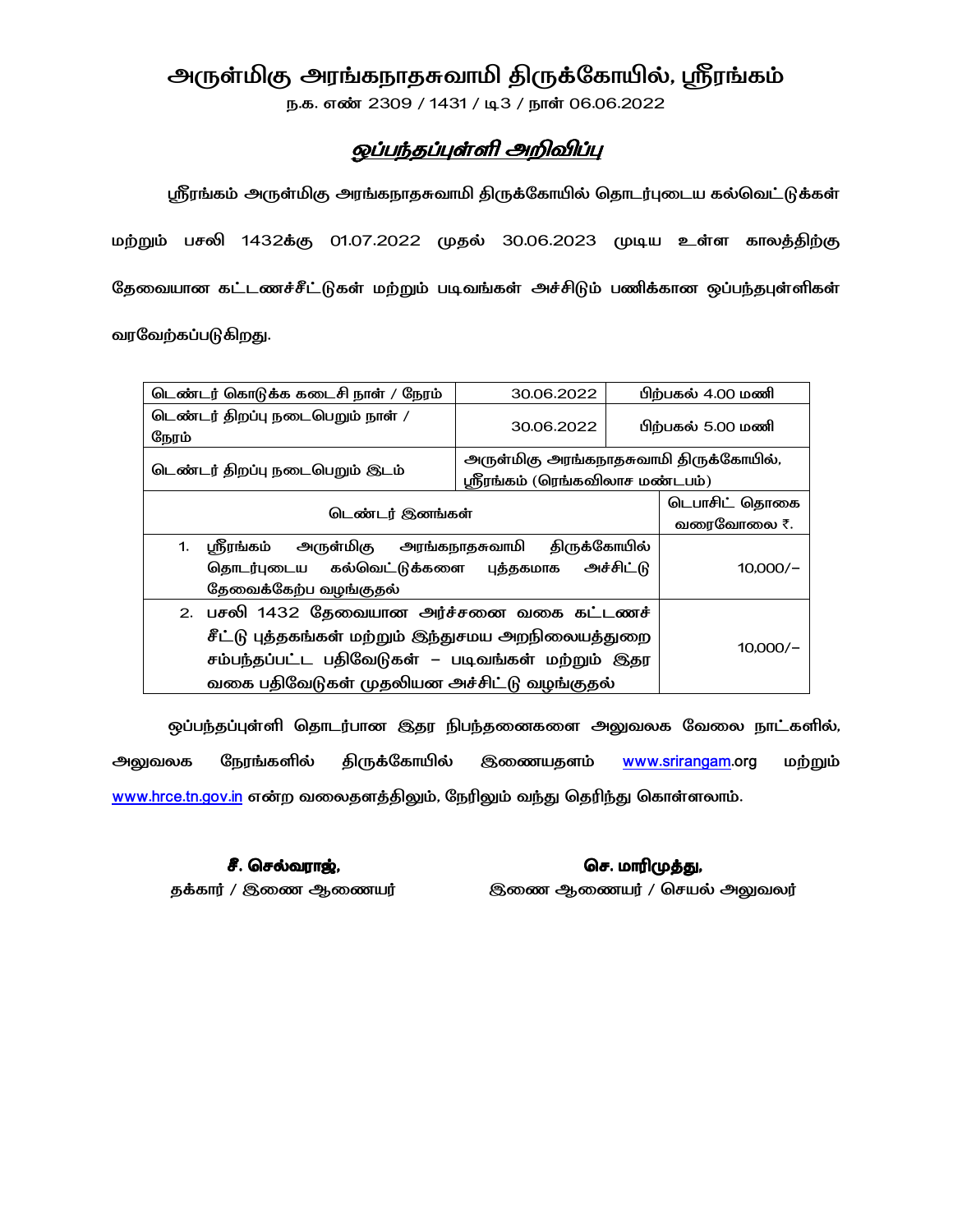# அருள்மிகு அரங்கநாதசுவாமி திருக்கோயில், ஸ்ரீரங்கம்

ந.க. எண் 2309 / 1431 / டி3 / நாள் 06.06.2022

## *ஒப்பந்தப்புள்ளி அறிவிப்பு*

ஸ்ரீரங்கம் அருள்மிகு அரங்கநாதசுவாமி திருக்கோயில் தொடர்புடைய கல்வெட்டுக்கள் மற்றும் பசலி 1432க்கு 01.07.2022 முதல் 30.06.2023 முடிய உள்ள காலத்திற்கு தேவையான கட்டணச்சீட்டுகள் மற்றும் படிவங்கள் அச்சிடும் பணிக்கான ஒப்பந்தபுள்ளிகள் வரவேற்கப்படுகிறது.

| டெண்டர் கொடுக்க கடைசி நாள் / நேரம் | 30.06.2022 | பிற்பகல் 4.00 மணி |
|---|---|---|
| டெண்டர் திறப்பு நடைபெறும் நாள் / நேரம் | 30.06.2022 | பிற்பகல் 5.00 மணி |
| டெண்டர் திறப்பு நடைபெறும் இடம் | அருள்மிகு அரங்கநாதசுவாமி திருக்கோயில், ஸ்ரீரங்கம் (ரெங்கவிலாச மண்டபம்) | |

| டெண்டர் இனங்கள் | டெபாசிட் தொகை வரைவோலை ₹. |
|---|---|
| 1. ஸ்ரீரங்கம் அருள்மிகு அரங்கநாதசுவாமி திருக்கோயில் தொடர்புடைய கல்வெட்டுக்களை புத்தகமாக அச்சிட்டு தேவைக்கேற்ப வழங்குதல் | 10,000/- |
| 2. பசலி 1432 தேவையான அர்ச்சனை வகை கட்டணச் சீட்டு புத்தகங்கள் மற்றும் இந்துசமய அறநிலையத்துறை சம்பந்தப்பட்ட பதிவேடுகள் – படிவங்கள் மற்றும் இதர வகை பதிவேடுகள் முதலியன அச்சிட்டு வழங்குதல் | 10,000/- |

ஒப்பந்தப்புள்ளி தொடர்பான இதர நிபந்தனைகளை அலுவலக வேலை நாட்களில், அலுவலக நேரங்களில் திருக்கோயில் இணையதளம் www.srirangam.org மற்றும் www.hrce.tn.gov.in என்ற வலைதளத்திலும், நேரிலும் வந்து தெரிந்து கொள்ளலாம்.

**சீ. செல்வராஜ்,**
தக்கார் / இணை ஆணையர்

**செ. மாரிமுத்து,**
இணை ஆணையர் / செயல் அலுவலர்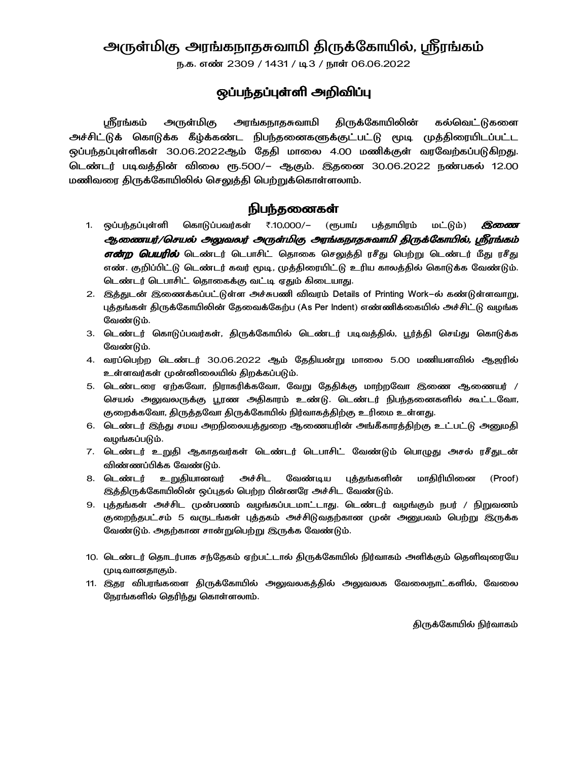# அருள்மிகு அரங்கநாதசுவாமி திருக்கோயில், ஸ்ரீரங்கம்

ந.க. எண் 2309 / 1431 / டி3 / நாள் 06.06.2022

## ஒப்பந்தப்புள்ளி அறிவிப்பு

ஸ்ரீரங்கம் அருள்மிகு அரங்கநாதசுவாமி திருக்கோயிலின் கல்வெட்டுகளை அச்சிட்டுக் கொடுக்க கீழ்க்கண்ட நிபந்தனைகளுக்குட்பட்டு மூடி முத்திரையிடப்பட்ட ஒப்பந்தப்புள்ளிகள் 30.06.2022ஆம் தேதி மாலை 4.00 மணிக்குள் வரவேற்கப்படுகிறது. டெண்டர் படிவத்தின் விலை ரூ.500/– ஆகும். இதனை 30.06.2022 நண்பகல் 12.00 மணிவரை திருக்கோயிலில் செலுத்தி பெற்றுக்கொள்ளலாம்.

## நிபந்தனைகள்

1. ஒப்பந்தப்புள்ளி கொடுப்பவர்கள் ₹.10,000/– (ரூபாய் பத்தாயிரம் மட்டும்) ***இணை ஆணையர்/செயல் அலுவலர் அருள்மிகு அரங்கநாதசுவாமி திருக்கோயில், ஸ்ரீரங்கம் என்ற பெயரில்*** டெண்டர் டெபாசிட் தொகை செலுத்தி ரசீது பெற்று டெண்டர் மீது ரசீது எண். குறிப்பிட்டு டெண்டர் கவர் மூடி, முத்திரையிட்டு உரிய காலத்தில் கொடுக்க வேண்டும். டெண்டர் டெபாசிட் தொகைக்கு வட்டி ஏதும் கிடையாது.
2. இத்துடன் இணைக்கப்பட்டுள்ள அச்சுபணி விவரம் Details of Printing Work–ல் கண்டுள்ளவாறு, புத்தங்கள் திருக்கோயிலின் தேவைக்கேற்ப (As Per Indent) எண்ணிக்கையில் அச்சிட்டு வழங்க வேண்டும்.
3. டெண்டர் கொடுப்பவர்கள், திருக்கோயில் டெண்டர் படிவத்தில், பூர்த்தி செய்து கொடுக்க வேண்டும்.
4. வரப்பெற்ற டெண்டர் 30.06.2022 ஆம் தேதியன்று மாலை 5.00 மணியளவில் ஆஜரில் உள்ளவர்கள் முன்னிலையில் திறக்கப்படும்.
5. டெண்டரை ஏற்கவோ, நிராகரிக்கவோ, வேறு தேதிக்கு மாற்றவோ இணை ஆணையர் / செயல் அலுவலருக்கு பூரண அதிகாரம் உண்டு. டெண்டர் நிபந்தனைகளில் கூட்டவோ, குறைக்கவோ, திருத்தவோ திருக்கோயில் நிர்வாகத்திற்கு உரிமை உள்ளது.
6. டெண்டர் இந்து சமய அறநிலையத்துறை ஆணையரின் அங்கீகாரத்திற்கு உட்பட்டு அனுமதி வழங்கப்படும்.
7. டெண்டர் உறுதி ஆகாதவர்கள் டெண்டர் டெபாசிட் வேண்டும் பொழுது அசல் ரசீதுடன் விண்ணப்பிக்க வேண்டும்.
8. டெண்டர் உறுதியானவர் அச்சிட வேண்டிய புத்தங்களின் மாதிரியினை (Proof) இத்திருக்கோயிலின் ஒப்புதல் பெற்ற பின்னரே அச்சிட வேண்டும்.
9. புத்தங்கள் அச்சிட முன்பணம் வழங்கப்படமாட்டாது. டெண்டர் வழங்கும் நபர் / நிறுவனம் குறைந்தபட்சம் 5 வருடங்கள் புத்தகம் அச்சிடுவதற்கான முன் அனுபவம் பெற்று இருக்க வேண்டும். அதற்கான சான்றுபெற்று இருக்க வேண்டும்.
10. டெண்டர் தொடர்பாக சந்தேகம் ஏற்பட்டால் திருக்கோயில் நிர்வாகம் அளிக்கும் தெளிவுரையே முடிவானதாகும்.
11. இதர விபரங்களை திருக்கோயில் அலுவலகத்தில் அலுவலக வேலைநாட்களில், வேலை நேரங்களில் தெரிந்து கொள்ளலாம்.

திருக்கோயில் நிர்வாகம்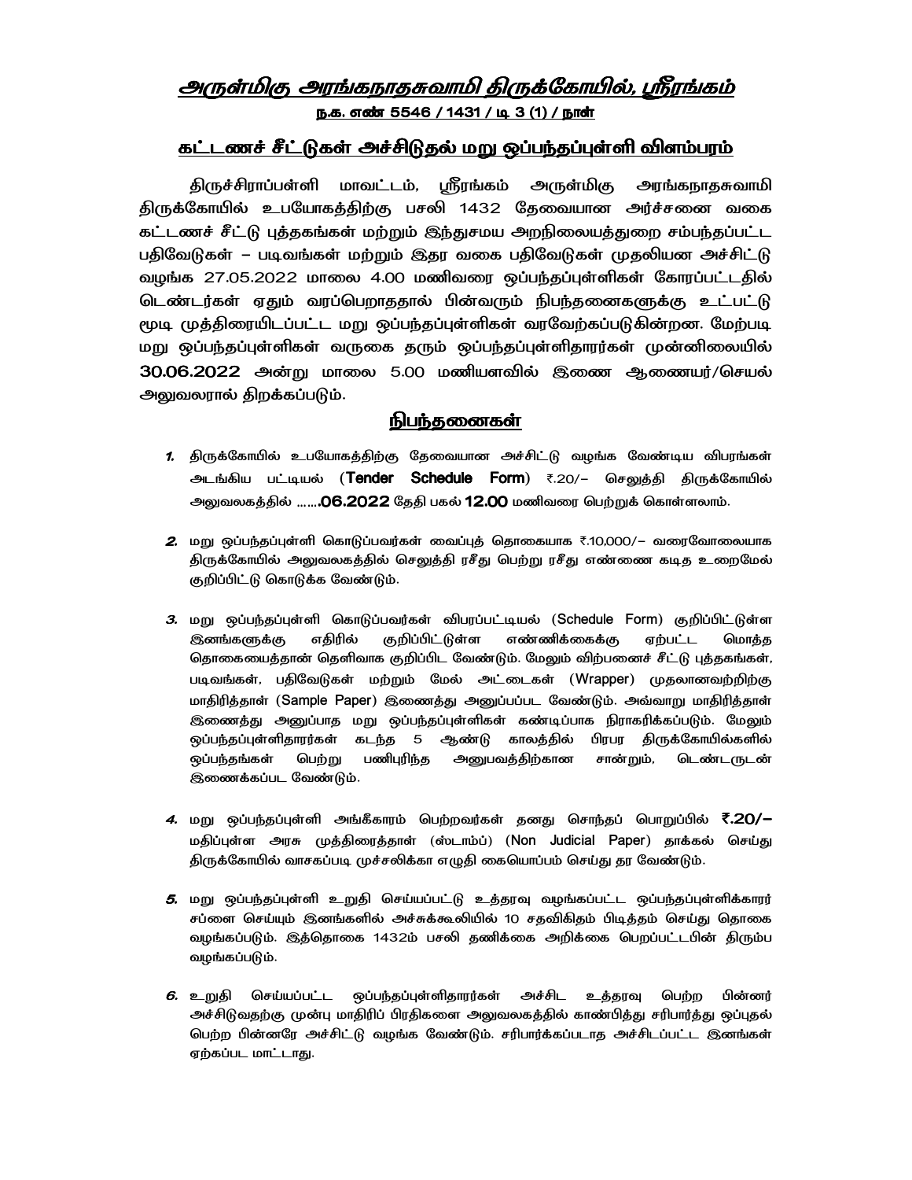# அருள்மிகு அரங்கநாதசுவாமி திருக்கோயில், ஸ்ரீரங்கம்

**ந.க. எண் 5546 / 1431 / டி 3 (1) / நாள்**

## கட்டணச் சீட்டுகள் அச்சிடுதல் மறு ஒப்பந்தப்புள்ளி விளம்பரம்

திருச்சிராப்பள்ளி மாவட்டம், ஸ்ரீரங்கம் அருள்மிகு அரங்கநாதசுவாமி திருக்கோயில் உபயோகத்திற்கு பசலி 1432 தேவையான அர்ச்சனை வகை கட்டணச் சீட்டு புத்தகங்கள் மற்றும் இந்துசமய அறநிலையத்துறை சம்பந்தப்பட்ட பதிவேடுகள் – படிவங்கள் மற்றும் இதர வகை பதிவேடுகள் முதலியன அச்சிட்டு வழங்க 27.05.2022 மாலை 4.00 மணிவரை ஒப்பந்தப்புள்ளிகள் கோரப்பட்டதில் டெண்டர்கள் ஏதும் வரப்பெறாததால் பின்வரும் நிபந்தனைகளுக்கு உட்பட்டு மூடி முத்திரையிடப்பட்ட மறு ஒப்பந்தப்புள்ளிகள் வரவேற்கப்படுகின்றன. மேற்படி மறு ஒப்பந்தப்புள்ளிகள் வருகை தரும் ஒப்பந்தப்புள்ளிதாரர்கள் முன்னிலையில் **30.06.2022** அன்று மாலை 5.00 மணியளவில் இணை ஆணையர்/செயல் அலுவலரால் திறக்கப்படும்.

## நிபந்தனைகள்

1. திருக்கோயில் உபயோகத்திற்கு தேவையான அச்சிட்டு வழங்க வேண்டிய விபரங்கள் அடங்கிய பட்டியல் (**Tender Schedule Form**) ₹.20/– செலுத்தி திருக்கோயில் அலுவலகத்தில் .......**06.2022** தேதி பகல் **12.00** மணிவரை பெற்றுக் கொள்ளலாம்.

2. மறு ஒப்பந்தப்புள்ளி கொடுப்பவர்கள் வைப்புத் தொகையாக ₹.10,000/– வரைவோலையாக திருக்கோயில் அலுவலகத்தில் செலுத்தி ரசீது பெற்று ரசீது எண்ணை கடித உறைமேல் குறிப்பிட்டு கொடுக்க வேண்டும்.

3. மறு ஒப்பந்தப்புள்ளி கொடுப்பவர்கள் விபரப்பட்டியல் (Schedule Form) குறிப்பிட்டுள்ள இனங்களுக்கு எதிரில் குறிப்பிட்டுள்ள எண்ணிக்கைக்கு ஏற்பட்ட மொத்த தொகையைத்தான் தெளிவாக குறிப்பிட வேண்டும். மேலும் விற்பனைச் சீட்டு புத்தகங்கள், படிவங்கள், பதிவேடுகள் மற்றும் மேல் அட்டைகள் (Wrapper) முதலானவற்றிற்கு மாதிரித்தாள் (Sample Paper) இணைத்து அனுப்பப்பட வேண்டும். அவ்வாறு மாதிரித்தாள் இணைத்து அனுப்பாத மறு ஒப்பந்தப்புள்ளிகள் கண்டிப்பாக நிராகரிக்கப்படும். மேலும் ஒப்பந்தப்புள்ளிதாரர்கள் கடந்த 5 ஆண்டு காலத்தில் பிரபர திருக்கோயில்களில் ஒப்பந்தங்கள் பெற்று பணிபுரிந்த அனுபவத்திற்கான சான்றும், டெண்டருடன் இணைக்கப்பட வேண்டும்.

4. மறு ஒப்பந்தப்புள்ளி அங்கீகாரம் பெற்றவர்கள் தனது சொந்தப் பொறுப்பில் **₹.20/–** மதிப்புள்ள அரசு முத்திரைத்தாள் (ஸ்டாம்ப்) (Non Judicial Paper) தாக்கல் செய்து திருக்கோயில் வாசகப்படி முச்சலிக்கா எழுதி கையொப்பம் செய்து தர வேண்டும்.

5. மறு ஒப்பந்தப்புள்ளி உறுதி செய்யப்பட்டு உத்தரவு வழங்கப்பட்ட ஒப்பந்தப்புள்ளிக்காரர் சப்ளை செய்யும் இனங்களில் அச்சுக்கூலியில் 10 சதவிகிதம் பிடித்தம் செய்து தொகை வழங்கப்படும். இத்தொகை 1432ம் பசலி தணிக்கை அறிக்கை பெறப்பட்டபின் திரும்ப வழங்கப்படும்.

6. உறுதி செய்யப்பட்ட ஒப்பந்தப்புள்ளிதாரர்கள் அச்சிட உத்தரவு பெற்ற பின்னர் அச்சிடுவதற்கு முன்பு மாதிரிப் பிரதிகளை அலுவலகத்தில் காண்பித்து சரிபார்த்து ஒப்புதல் பெற்ற பின்னரே அச்சிட்டு வழங்க வேண்டும். சரிபார்க்கப்படாத அச்சிடப்பட்ட இனங்கள் ஏற்கப்பட மாட்டாது.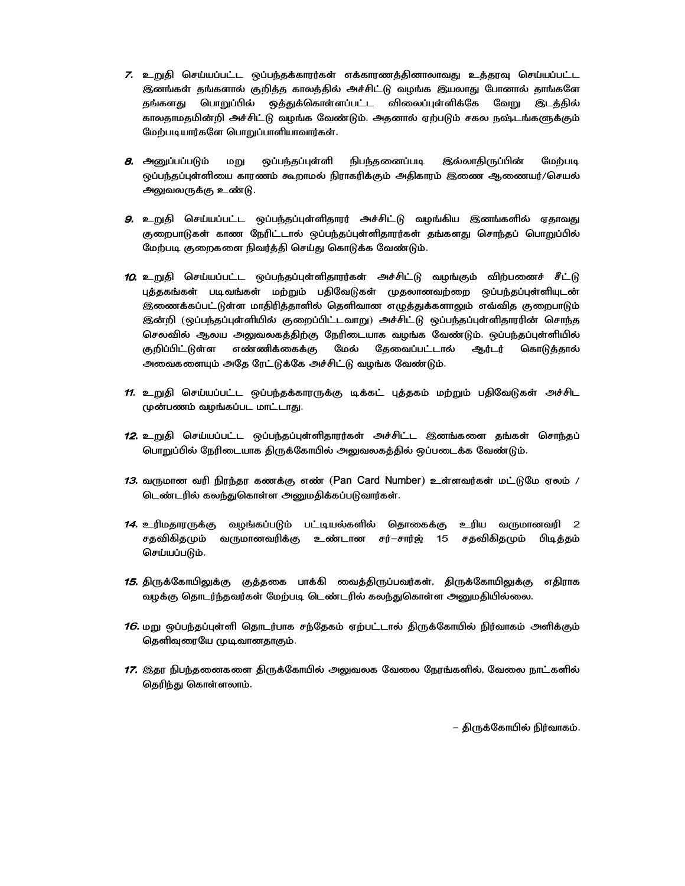7. உறுதி செய்யப்பட்ட ஒப்பந்தக்காரர்கள் எக்காரணத்தினாலாவது உத்தரவு செய்யப்பட்ட இனங்கள் தங்களால் குறித்த காலத்தில் அச்சிட்டு வழங்க இயலாது போனால் தாங்களே தங்களது பொறுப்பில் ஒத்துக்கொள்ளப்பட்ட விலைப்புள்ளிக்கே வேறு இடத்தில் காலதாமதமின்றி அச்சிட்டு வழங்க வேண்டும். அதனால் ஏற்படும் சகல நஷ்டங்களுக்கும் மேற்படியார்களே பொறுப்பாளியாவார்கள்.

8. அனுப்பப்படும் மறு ஒப்பந்தப்புள்ளி நிபந்தனைப்படி இல்லாதிருப்பின் மேற்படி ஒப்பந்தப்புள்ளியை காரணம் கூறாமல் நிராகரிக்கும் அதிகாரம் இணை ஆணையர்/செயல் அலுவலருக்கு உண்டு.

9. உறுதி செய்யப்பட்ட ஒப்பந்தப்புள்ளிதாரர் அச்சிட்டு வழங்கிய இனங்களில் ஏதாவது குறைபாடுகள் காண நேரிட்டால் ஒப்பந்தப்புள்ளிதாரர்கள் தங்களது சொந்தப் பொறுப்பில் மேற்படி குறைகளை நிவர்த்தி செய்து கொடுக்க வேண்டும்.

10. உறுதி செய்யப்பட்ட ஒப்பந்தப்புள்ளிதாரர்கள் அச்சிட்டு வழங்கும் விற்பனைச் சீட்டு புத்தகங்கள் படிவங்கள் மற்றும் பதிவேடுகள் முதலானவற்றை ஒப்பந்தப்புள்ளியுடன் இணைக்கப்பட்டுள்ள மாதிரித்தாளில் தெளிவான எழுத்துக்களாலும் எவ்வித குறைபாடும் இன்றி (ஒப்பந்தப்புள்ளியில் குறைப்பிட்டவாறு) அச்சிட்டு ஒப்பந்தப்புள்ளிதாரரின் சொந்த செலவில் ஆலய அலுவலகத்திற்கு நேரிடையாக வழங்க வேண்டும். ஒப்பந்தப்புள்ளியில் குறிப்பிட்டுள்ள எண்ணிக்கைக்கு மேல் தேவைப்பட்டால் ஆர்டர் கொடுத்தால் அவைகளையும் அதே ரேட்டுக்கே அச்சிட்டு வழங்க வேண்டும்.

11. உறுதி செய்யப்பட்ட ஒப்பந்தக்காரருக்கு டிக்கட் புத்தகம் மற்றும் பதிவேடுகள் அச்சிட முன்பணம் வழங்கப்பட மாட்டாது.

12. உறுதி செய்யப்பட்ட ஒப்பந்தப்புள்ளிதாரர்கள் அச்சிட்ட இனங்களை தங்கள் சொந்தப் பொறுப்பில் நேரிடையாக திருக்கோயில் அலுவலகத்தில் ஒப்படைக்க வேண்டும்.

13. வருமான வரி நிரந்தர கணக்கு எண் (Pan Card Number) உள்ளவர்கள் மட்டுமே ஏலம் / டெண்டரில் கலந்துகொள்ள அனுமதிக்கப்படுவார்கள்.

14. உரிமதாரருக்கு வழங்கப்படும் பட்டியல்களில் தொகைக்கு உரிய வருமானவரி 2 சதவிகிதமும் வருமானவரிக்கு உண்டான சர்–சார்ஜ் 15 சதவிகிதமும் பிடித்தம் செய்யப்படும்.

15. திருக்கோயிலுக்கு குத்தகை பாக்கி வைத்திருப்பவர்கள், திருக்கோயிலுக்கு எதிராக வழக்கு தொடர்ந்தவர்கள் மேற்படி டெண்டரில் கலந்துகொள்ள அனுமதியில்லை.

16. மறு ஒப்பந்தப்புள்ளி தொடர்பாக சந்தேகம் ஏற்பட்டால் திருக்கோயில் நிர்வாகம் அளிக்கும் தெளிவுரையே முடிவானதாகும்.

17. இதர நிபந்தனைகளை திருக்கோயில் அலுவலக வேலை நேரங்களில், வேலை நாட்களில் தெரிந்து கொள்ளலாம்.

– திருக்கோயில் நிர்வாகம்.